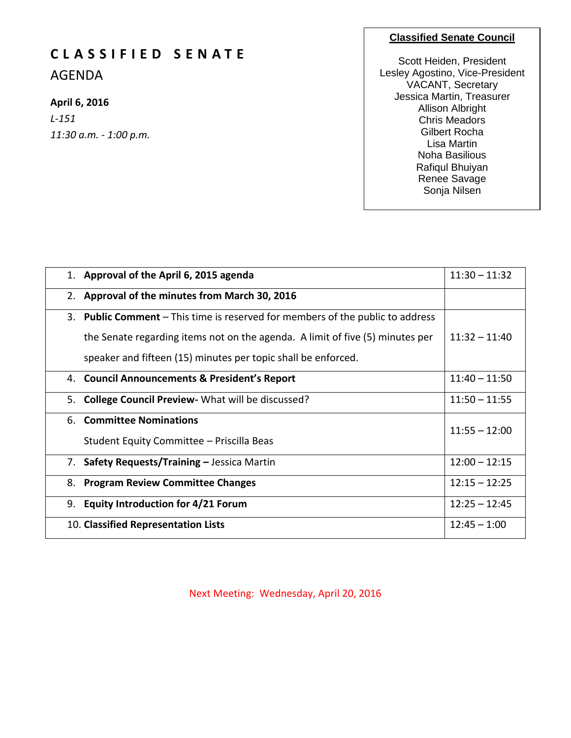# CLASSIFIED SENATE

## AGENDA

**April 6, 2016**

*L-151*

*11:30 a.m. - 1:00 p.m.*

**Classified Senate Council**

Scott Heiden, President
Lesley Agostino, Vice-President
VACANT, Secretary
Jessica Martin, Treasurer
Allison Albright
Chris Meadors
Gilbert Rocha
Lisa Martin
Noha Basilious
Rafiqul Bhuiyan
Renee Savage
Sonja Nilsen

| Item | Time |
|---|---|
| 1. **Approval of the April 6, 2015 agenda** | 11:30 – 11:32 |
| 2. **Approval of the minutes from March 30, 2016** | |
| 3. **Public Comment** – This time is reserved for members of the public to address the Senate regarding items not on the agenda. A limit of five (5) minutes per speaker and fifteen (15) minutes per topic shall be enforced. | 11:32 – 11:40 |
| 4. **Council Announcements & President's Report** | 11:40 – 11:50 |
| 5. **College Council Preview-** What will be discussed? | 11:50 – 11:55 |
| 6. **Committee Nominations** Student Equity Committee – Priscilla Beas | 11:55 – 12:00 |
| 7. **Safety Requests/Training –** Jessica Martin | 12:00 – 12:15 |
| 8. **Program Review Committee Changes** | 12:15 – 12:25 |
| 9. **Equity Introduction for 4/21 Forum** | 12:25 – 12:45 |
| 10. **Classified Representation Lists** | 12:45 – 1:00 |

Next Meeting: Wednesday, April 20, 2016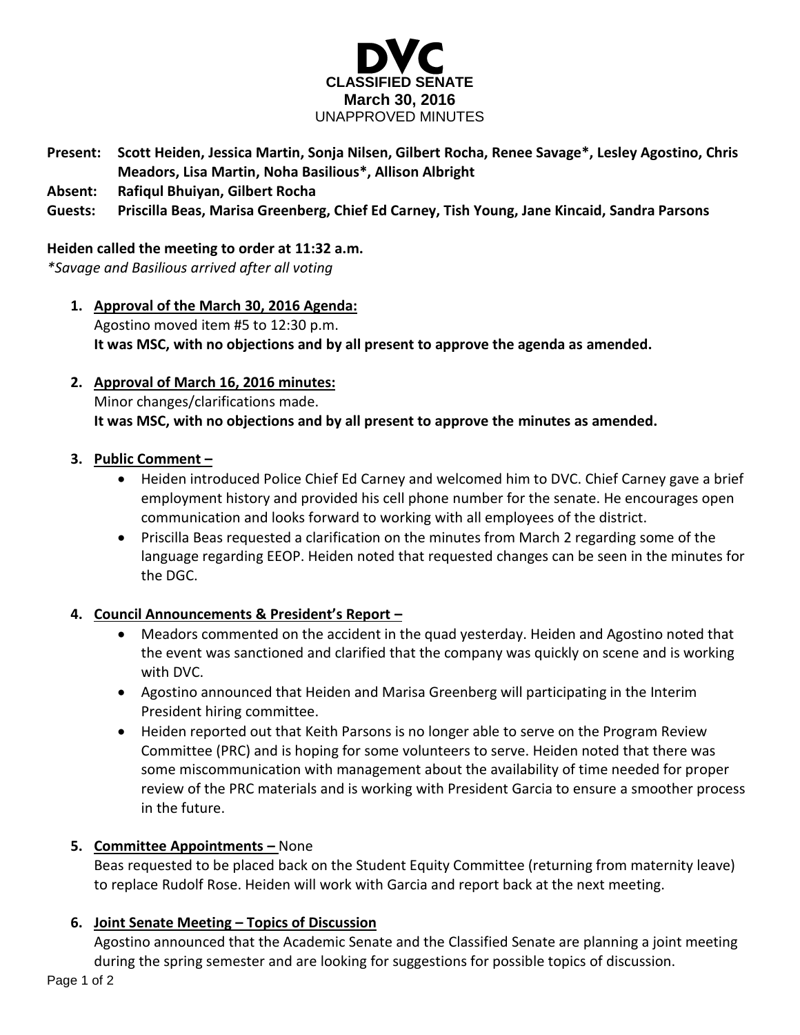# DVC
**CLASSIFIED SENATE**
**March 30, 2016**
UNAPPROVED MINUTES

**Present:** **Scott Heiden, Jessica Martin, Sonja Nilsen, Gilbert Rocha, Renee Savage*, Lesley Agostino, Chris Meadors, Lisa Martin, Noha Basilious*, Allison Albright**
**Absent:** **Rafiqul Bhuiyan, Gilbert Rocha**
**Guests:** **Priscilla Beas, Marisa Greenberg, Chief Ed Carney, Tish Young, Jane Kincaid, Sandra Parsons**

**Heiden called the meeting to order at 11:32 a.m.**
*\*Savage and Basilious arrived after all voting*

1. **Approval of the March 30, 2016 Agenda:**
   Agostino moved item #5 to 12:30 p.m.
   **It was MSC, with no objections and by all present to approve the agenda as amended.**

2. **Approval of March 16, 2016 minutes:**
   Minor changes/clarifications made.
   **It was MSC, with no objections and by all present to approve the minutes as amended.**

3. **Public Comment –**
   - Heiden introduced Police Chief Ed Carney and welcomed him to DVC. Chief Carney gave a brief employment history and provided his cell phone number for the senate. He encourages open communication and looks forward to working with all employees of the district.
   - Priscilla Beas requested a clarification on the minutes from March 2 regarding some of the language regarding EEOP. Heiden noted that requested changes can be seen in the minutes for the DGC.

4. **Council Announcements & President's Report –**
   - Meadors commented on the accident in the quad yesterday. Heiden and Agostino noted that the event was sanctioned and clarified that the company was quickly on scene and is working with DVC.
   - Agostino announced that Heiden and Marisa Greenberg will participating in the Interim President hiring committee.
   - Heiden reported out that Keith Parsons is no longer able to serve on the Program Review Committee (PRC) and is hoping for some volunteers to serve. Heiden noted that there was some miscommunication with management about the availability of time needed for proper review of the PRC materials and is working with President Garcia to ensure a smoother process in the future.

5. **Committee Appointments –** None
   Beas requested to be placed back on the Student Equity Committee (returning from maternity leave) to replace Rudolf Rose. Heiden will work with Garcia and report back at the next meeting.

6. **Joint Senate Meeting – Topics of Discussion**
   Agostino announced that the Academic Senate and the Classified Senate are planning a joint meeting during the spring semester and are looking for suggestions for possible topics of discussion.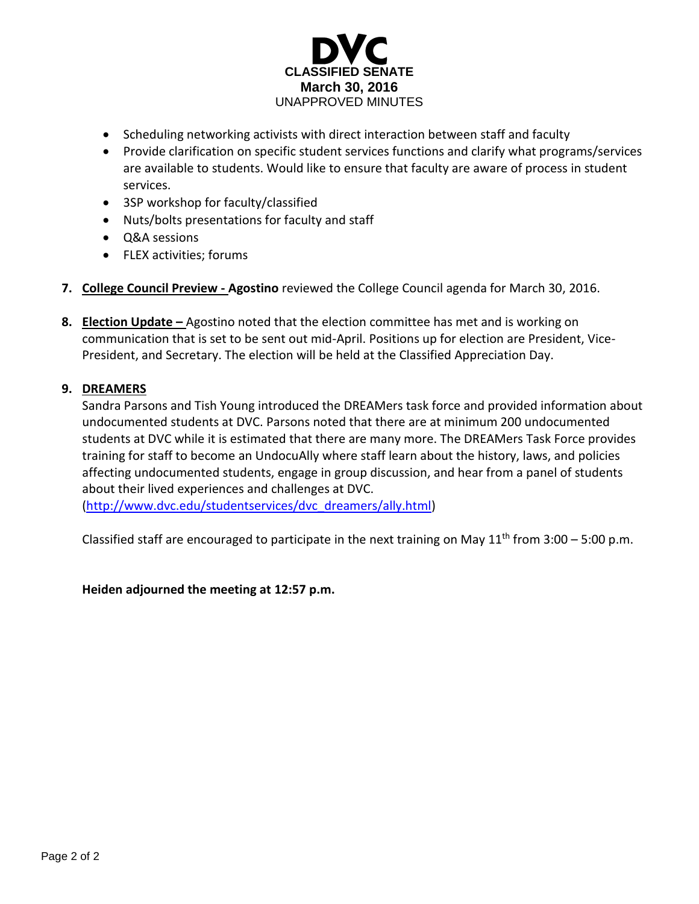- Scheduling networking activists with direct interaction between staff and faculty
- Provide clarification on specific student services functions and clarify what programs/services are available to students. Would like to ensure that faculty are aware of process in student services.
- 3SP workshop for faculty/classified
- Nuts/bolts presentations for faculty and staff
- Q&A sessions
- FLEX activities; forums

7. **College Council Preview - Agostino** reviewed the College Council agenda for March 30, 2016.

8. **Election Update –** Agostino noted that the election committee has met and is working on communication that is set to be sent out mid-April. Positions up for election are President, Vice-President, and Secretary. The election will be held at the Classified Appreciation Day.

9. **DREAMERS**

   Sandra Parsons and Tish Young introduced the DREAMers task force and provided information about undocumented students at DVC. Parsons noted that there are at minimum 200 undocumented students at DVC while it is estimated that there are many more. The DREAMers Task Force provides training for staff to become an UndocuAlly where staff learn about the history, laws, and policies affecting undocumented students, engage in group discussion, and hear from a panel of students about their lived experiences and challenges at DVC. (http://www.dvc.edu/studentservices/dvc_dreamers/ally.html)

   Classified staff are encouraged to participate in the next training on May 11th from 3:00 – 5:00 p.m.

**Heiden adjourned the meeting at 12:57 p.m.**